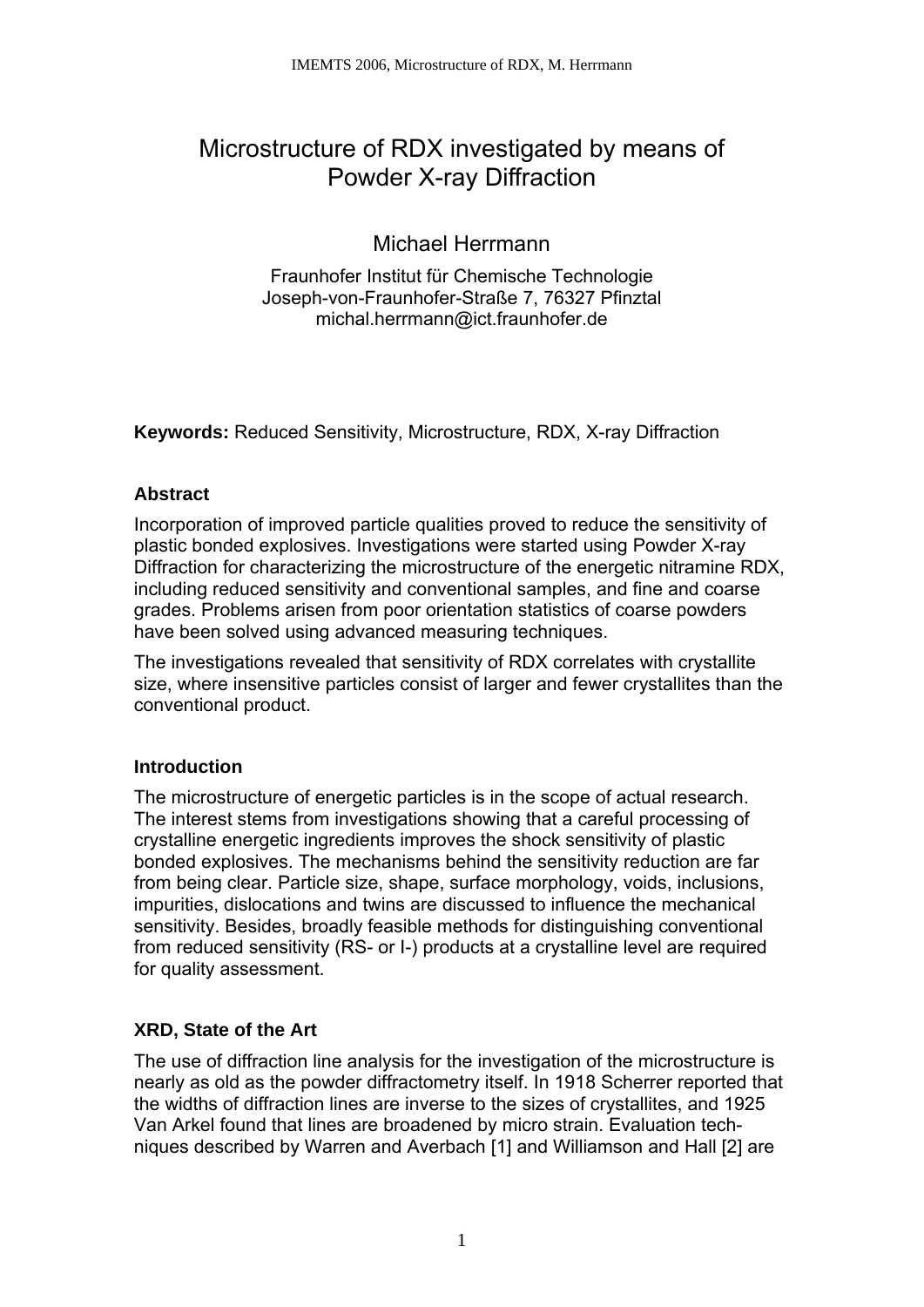# Microstructure of RDX investigated by means of Powder X-ray Diffraction

Michael Herrmann

Fraunhofer Institut für Chemische Technologie
Joseph-von-Fraunhofer-Straße 7, 76327 Pfinztal
michal.herrmann@ict.fraunhofer.de

**Keywords:** Reduced Sensitivity, Microstructure, RDX, X-ray Diffraction

## Abstract

Incorporation of improved particle qualities proved to reduce the sensitivity of plastic bonded explosives. Investigations were started using Powder X-ray Diffraction for characterizing the microstructure of the energetic nitramine RDX, including reduced sensitivity and conventional samples, and fine and coarse grades. Problems arisen from poor orientation statistics of coarse powders have been solved using advanced measuring techniques.

The investigations revealed that sensitivity of RDX correlates with crystallite size, where insensitive particles consist of larger and fewer crystallites than the conventional product.

## Introduction

The microstructure of energetic particles is in the scope of actual research. The interest stems from investigations showing that a careful processing of crystalline energetic ingredients improves the shock sensitivity of plastic bonded explosives. The mechanisms behind the sensitivity reduction are far from being clear. Particle size, shape, surface morphology, voids, inclusions, impurities, dislocations and twins are discussed to influence the mechanical sensitivity. Besides, broadly feasible methods for distinguishing conventional from reduced sensitivity (RS- or I-) products at a crystalline level are required for quality assessment.

## XRD, State of the Art

The use of diffraction line analysis for the investigation of the microstructure is nearly as old as the powder diffractometry itself. In 1918 Scherrer reported that the widths of diffraction lines are inverse to the sizes of crystallites, and 1925 Van Arkel found that lines are broadened by micro strain. Evaluation techniques described by Warren and Averbach [1] and Williamson and Hall [2] are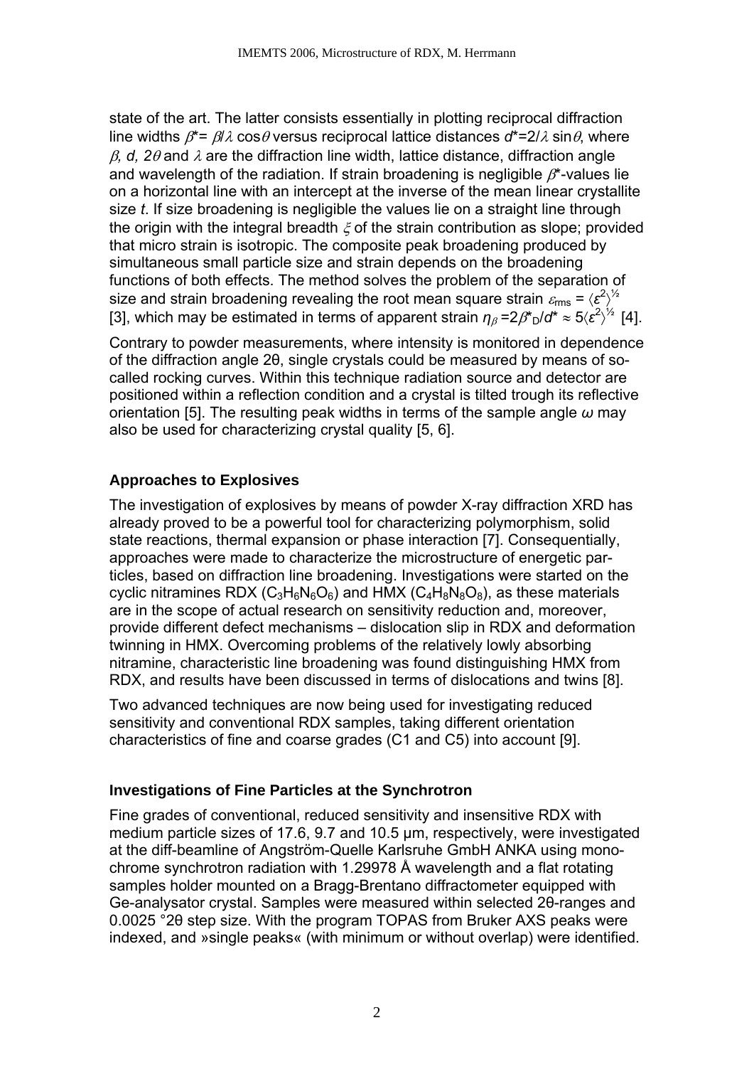state of the art. The latter consists essentially in plotting reciprocal diffraction line widths $\beta^* = \beta/\lambda \cos\theta$ versus reciprocal lattice distances $d^* = 2/\lambda \sin\theta$, where $\beta$, $d$, $2\theta$ and $\lambda$ are the diffraction line width, lattice distance, diffraction angle and wavelength of the radiation. If strain broadening is negligible $\beta^*$-values lie on a horizontal line with an intercept at the inverse of the mean linear crystallite size $t$. If size broadening is negligible the values lie on a straight line through the origin with the integral breadth $\xi$ of the strain contribution as slope; provided that micro strain is isotropic. The composite peak broadening produced by simultaneous small particle size and strain depends on the broadening functions of both effects. The method solves the problem of the separation of size and strain broadening revealing the root mean square strain $\varepsilon_{rms} = \langle \varepsilon^2 \rangle^{1/2}$ [3], which may be estimated in terms of apparent strain $\eta_\beta = 2\beta^*_D/d^* \approx 5\langle \varepsilon^2 \rangle^{1/2}$ [4].

Contrary to powder measurements, where intensity is monitored in dependence of the diffraction angle 2θ, single crystals could be measured by means of so-called rocking curves. Within this technique radiation source and detector are positioned within a reflection condition and a crystal is tilted trough its reflective orientation [5]. The resulting peak widths in terms of the sample angle $\omega$ may also be used for characterizing crystal quality [5, 6].

## Approaches to Explosives

The investigation of explosives by means of powder X-ray diffraction XRD has already proved to be a powerful tool for characterizing polymorphism, solid state reactions, thermal expansion or phase interaction [7]. Consequentially, approaches were made to characterize the microstructure of energetic particles, based on diffraction line broadening. Investigations were started on the cyclic nitramines RDX ($C_3H_6N_6O_6$) and HMX ($C_4H_8N_8O_8$), as these materials are in the scope of actual research on sensitivity reduction and, moreover, provide different defect mechanisms – dislocation slip in RDX and deformation twinning in HMX. Overcoming problems of the relatively lowly absorbing nitramine, characteristic line broadening was found distinguishing HMX from RDX, and results have been discussed in terms of dislocations and twins [8].

Two advanced techniques are now being used for investigating reduced sensitivity and conventional RDX samples, taking different orientation characteristics of fine and coarse grades (C1 and C5) into account [9].

## Investigations of Fine Particles at the Synchrotron

Fine grades of conventional, reduced sensitivity and insensitive RDX with medium particle sizes of 17.6, 9.7 and 10.5 µm, respectively, were investigated at the diff-beamline of Angström-Quelle Karlsruhe GmbH ANKA using monochrome synchrotron radiation with 1.29978 Å wavelength and a flat rotating samples holder mounted on a Bragg-Brentano diffractometer equipped with Ge-analysator crystal. Samples were measured within selected 2θ-ranges and 0.0025 °2θ step size. With the program TOPAS from Bruker AXS peaks were indexed, and »single peaks« (with minimum or without overlap) were identified.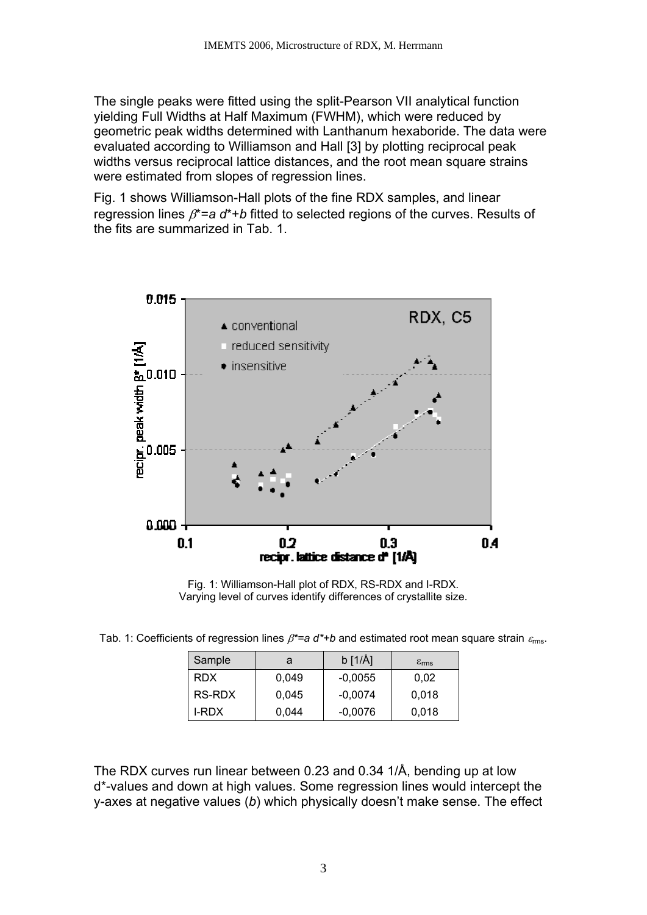The single peaks were fitted using the split-Pearson VII analytical function yielding Full Widths at Half Maximum (FWHM), which were reduced by geometric peak widths determined with Lanthanum hexaboride. The data were evaluated according to Williamson and Hall [3] by plotting reciprocal peak widths versus reciprocal lattice distances, and the root mean square strains were estimated from slopes of regression lines.

Fig. 1 shows Williamson-Hall plots of the fine RDX samples, and linear regression lines $\beta^*=a\,d^*+b$ fitted to selected regions of the curves. Results of the fits are summarized in Tab. 1.

Fig. 1: Williamson-Hall plot of RDX, RS-RDX and I-RDX. Varying level of curves identify differences of crystallite size.

Tab. 1: Coefficients of regression lines $\beta^*=a\,d^*+b$ and estimated root mean square strain $\varepsilon_{rms}$.

| Sample | a | b [1/Å] | $\varepsilon_{rms}$ |
|---|---|---|---|
| RDX | 0,049 | -0,0055 | 0,02 |
| RS-RDX | 0,045 | -0,0074 | 0,018 |
| I-RDX | 0,044 | -0,0076 | 0,018 |

The RDX curves run linear between 0.23 and 0.34 1/Å, bending up at low d*-values and down at high values. Some regression lines would intercept the y-axes at negative values (*b*) which physically doesn't make sense. The effect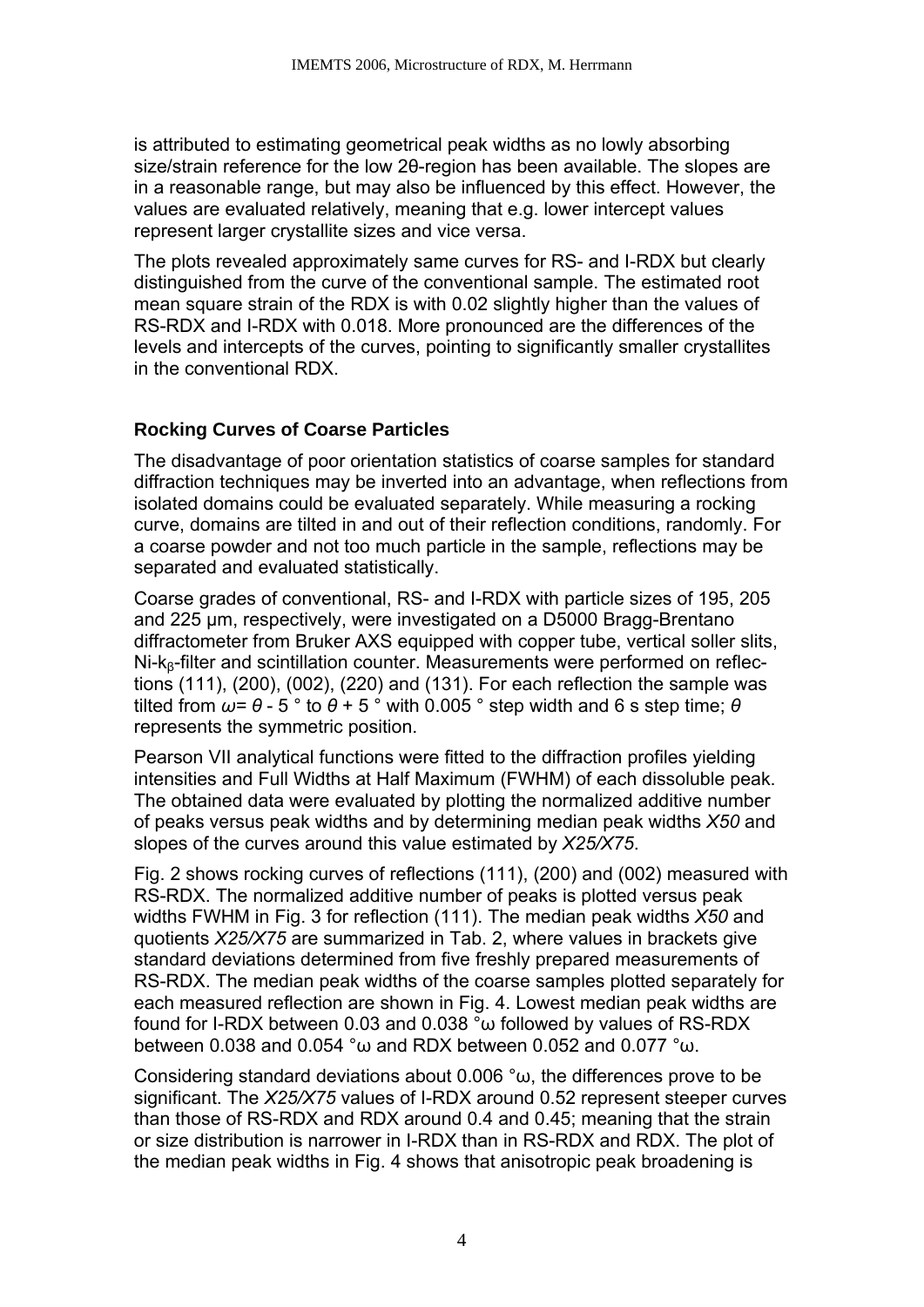is attributed to estimating geometrical peak widths as no lowly absorbing size/strain reference for the low 2θ-region has been available. The slopes are in a reasonable range, but may also be influenced by this effect. However, the values are evaluated relatively, meaning that e.g. lower intercept values represent larger crystallite sizes and vice versa.

The plots revealed approximately same curves for RS- and I-RDX but clearly distinguished from the curve of the conventional sample. The estimated root mean square strain of the RDX is with 0.02 slightly higher than the values of RS-RDX and I-RDX with 0.018. More pronounced are the differences of the levels and intercepts of the curves, pointing to significantly smaller crystallites in the conventional RDX.

### Rocking Curves of Coarse Particles

The disadvantage of poor orientation statistics of coarse samples for standard diffraction techniques may be inverted into an advantage, when reflections from isolated domains could be evaluated separately. While measuring a rocking curve, domains are tilted in and out of their reflection conditions, randomly. For a coarse powder and not too much particle in the sample, reflections may be separated and evaluated statistically.

Coarse grades of conventional, RS- and I-RDX with particle sizes of 195, 205 and 225 µm, respectively, were investigated on a D5000 Bragg-Brentano diffractometer from Bruker AXS equipped with copper tube, vertical soller slits, Ni-$k_\beta$-filter and scintillation counter. Measurements were performed on reflections (111), (200), (002), (220) and (131). For each reflection the sample was tilted from $\omega = \theta$ - 5 ° to $\theta$ + 5 ° with 0.005 ° step width and 6 s step time; $\theta$ represents the symmetric position.

Pearson VII analytical functions were fitted to the diffraction profiles yielding intensities and Full Widths at Half Maximum (FWHM) of each dissoluble peak. The obtained data were evaluated by plotting the normalized additive number of peaks versus peak widths and by determining median peak widths *X50* and slopes of the curves around this value estimated by *X25/X75*.

Fig. 2 shows rocking curves of reflections (111), (200) and (002) measured with RS-RDX. The normalized additive number of peaks is plotted versus peak widths FWHM in Fig. 3 for reflection (111). The median peak widths *X50* and quotients *X25/X75* are summarized in Tab. 2, where values in brackets give standard deviations determined from five freshly prepared measurements of RS-RDX. The median peak widths of the coarse samples plotted separately for each measured reflection are shown in Fig. 4. Lowest median peak widths are found for I-RDX between 0.03 and 0.038 °ω followed by values of RS-RDX between 0.038 and 0.054 °ω and RDX between 0.052 and 0.077 °ω.

Considering standard deviations about 0.006 °ω, the differences prove to be significant. The *X25/X75* values of I-RDX around 0.52 represent steeper curves than those of RS-RDX and RDX around 0.4 and 0.45; meaning that the strain or size distribution is narrower in I-RDX than in RS-RDX and RDX. The plot of the median peak widths in Fig. 4 shows that anisotropic peak broadening is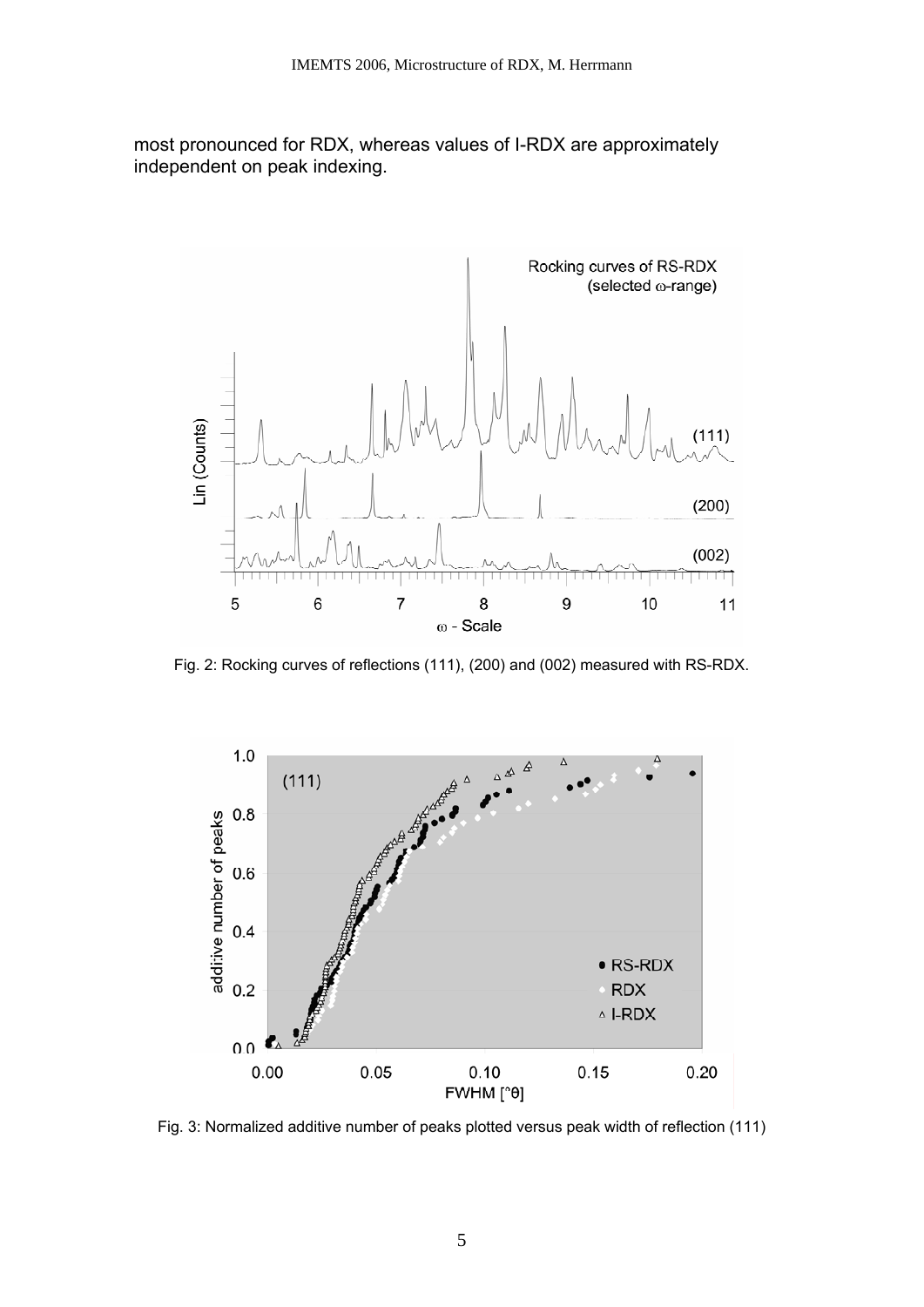most pronounced for RDX, whereas values of I-RDX are approximately independent on peak indexing.

Fig. 2: Rocking curves of reflections (111), (200) and (002) measured with RS-RDX.

Fig. 3: Normalized additive number of peaks plotted versus peak width of reflection (111)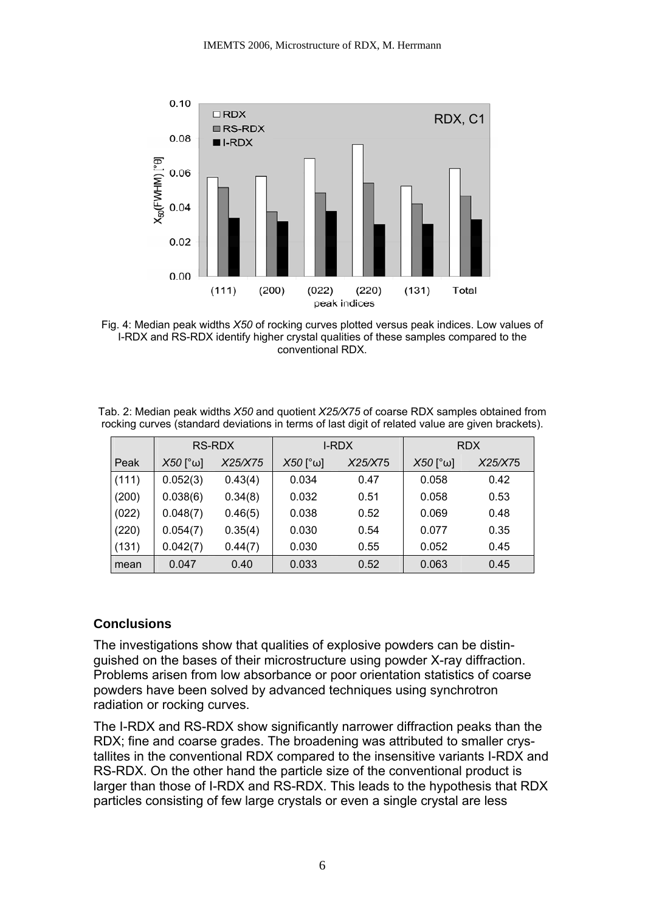Fig. 4: Median peak widths *X50* of rocking curves plotted versus peak indices. Low values of I-RDX and RS-RDX identify higher crystal qualities of these samples compared to the conventional RDX.

Tab. 2: Median peak widths *X50* and quotient *X25/X75* of coarse RDX samples obtained from rocking curves (standard deviations in terms of last digit of related value are given brackets).

| | RS-RDX | | I-RDX | | RDX | |
|---|---|---|---|---|---|---|
| Peak | *X50* [°ω] | *X25/X75* | *X50* [°ω] | *X25/X75* | *X50* [°ω] | *X25/X75* |
| (111) | 0.052(3) | 0.43(4) | 0.034 | 0.47 | 0.058 | 0.42 |
| (200) | 0.038(6) | 0.34(8) | 0.032 | 0.51 | 0.058 | 0.53 |
| (022) | 0.048(7) | 0.46(5) | 0.038 | 0.52 | 0.069 | 0.48 |
| (220) | 0.054(7) | 0.35(4) | 0.030 | 0.54 | 0.077 | 0.35 |
| (131) | 0.042(7) | 0.44(7) | 0.030 | 0.55 | 0.052 | 0.45 |
| mean | 0.047 | 0.40 | 0.033 | 0.52 | 0.063 | 0.45 |

### Conclusions

The investigations show that qualities of explosive powders can be distinguished on the bases of their microstructure using powder X-ray diffraction. Problems arisen from low absorbance or poor orientation statistics of coarse powders have been solved by advanced techniques using synchrotron radiation or rocking curves.

The I-RDX and RS-RDX show significantly narrower diffraction peaks than the RDX; fine and coarse grades. The broadening was attributed to smaller crystallites in the conventional RDX compared to the insensitive variants I-RDX and RS-RDX. On the other hand the particle size of the conventional product is larger than those of I-RDX and RS-RDX. This leads to the hypothesis that RDX particles consisting of few large crystals or even a single crystal are less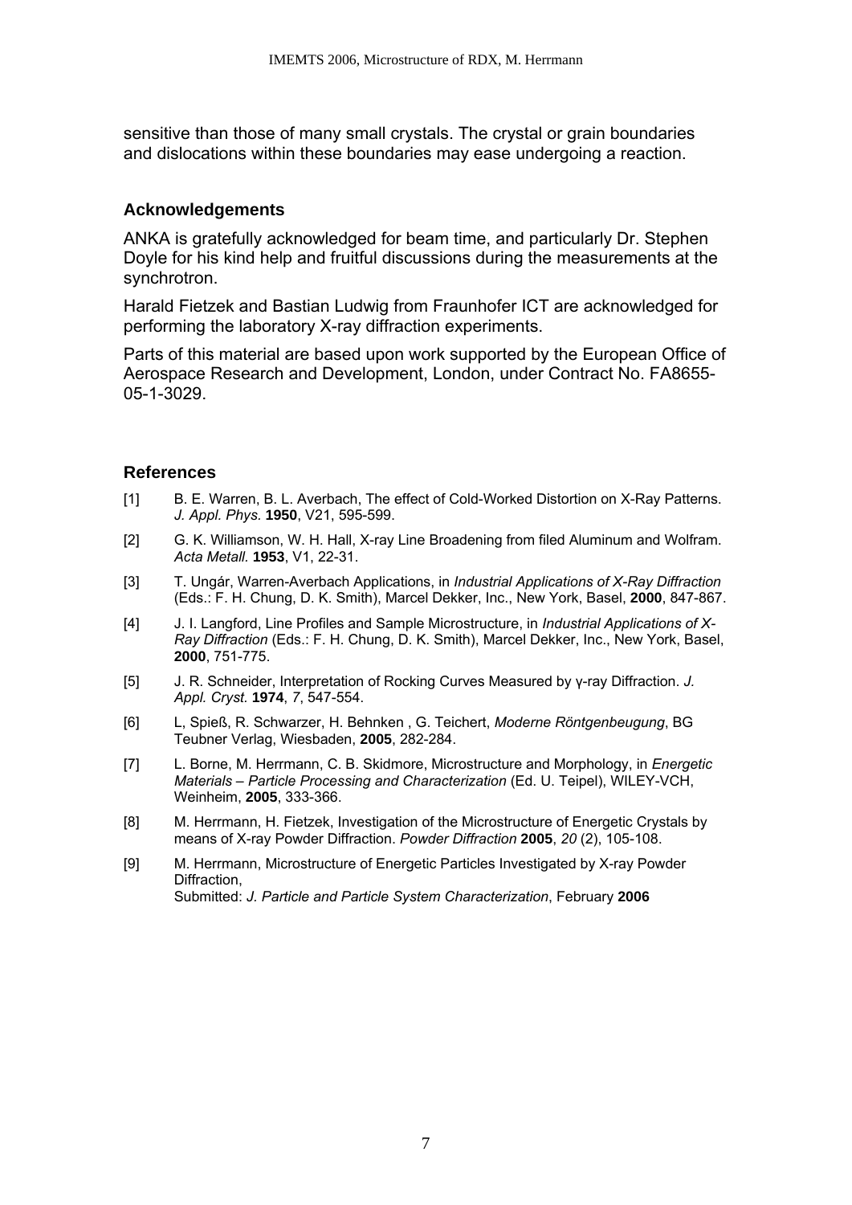sensitive than those of many small crystals. The crystal or grain boundaries and dislocations within these boundaries may ease undergoing a reaction.

## Acknowledgements

ANKA is gratefully acknowledged for beam time, and particularly Dr. Stephen Doyle for his kind help and fruitful discussions during the measurements at the synchrotron.

Harald Fietzek and Bastian Ludwig from Fraunhofer ICT are acknowledged for performing the laboratory X-ray diffraction experiments.

Parts of this material are based upon work supported by the European Office of Aerospace Research and Development, London, under Contract No. FA8655-05-1-3029.

## References

[1] B. E. Warren, B. L. Averbach, The effect of Cold-Worked Distortion on X-Ray Patterns. *J. Appl. Phys.* **1950**, V21, 595-599.

[2] G. K. Williamson, W. H. Hall, X-ray Line Broadening from filed Aluminum and Wolfram. *Acta Metall.* **1953**, V1, 22-31.

[3] T. Ungár, Warren-Averbach Applications, in *Industrial Applications of X-Ray Diffraction* (Eds.: F. H. Chung, D. K. Smith), Marcel Dekker, Inc., New York, Basel, **2000**, 847-867.

[4] J. I. Langford, Line Profiles and Sample Microstructure, in *Industrial Applications of X-Ray Diffraction* (Eds.: F. H. Chung, D. K. Smith), Marcel Dekker, Inc., New York, Basel, **2000**, 751-775.

[5] J. R. Schneider, Interpretation of Rocking Curves Measured by γ-ray Diffraction. *J. Appl. Cryst.* **1974**, *7*, 547-554.

[6] L, Spieß, R. Schwarzer, H. Behnken , G. Teichert, *Moderne Röntgenbeugung*, BG Teubner Verlag, Wiesbaden, **2005**, 282-284.

[7] L. Borne, M. Herrmann, C. B. Skidmore, Microstructure and Morphology, in *Energetic Materials – Particle Processing and Characterization* (Ed. U. Teipel), WILEY-VCH, Weinheim, **2005**, 333-366.

[8] M. Herrmann, H. Fietzek, Investigation of the Microstructure of Energetic Crystals by means of X-ray Powder Diffraction. *Powder Diffraction* **2005**, *20* (2), 105-108.

[9] M. Herrmann, Microstructure of Energetic Particles Investigated by X-ray Powder Diffraction,
Submitted: *J. Particle and Particle System Characterization*, February **2006**